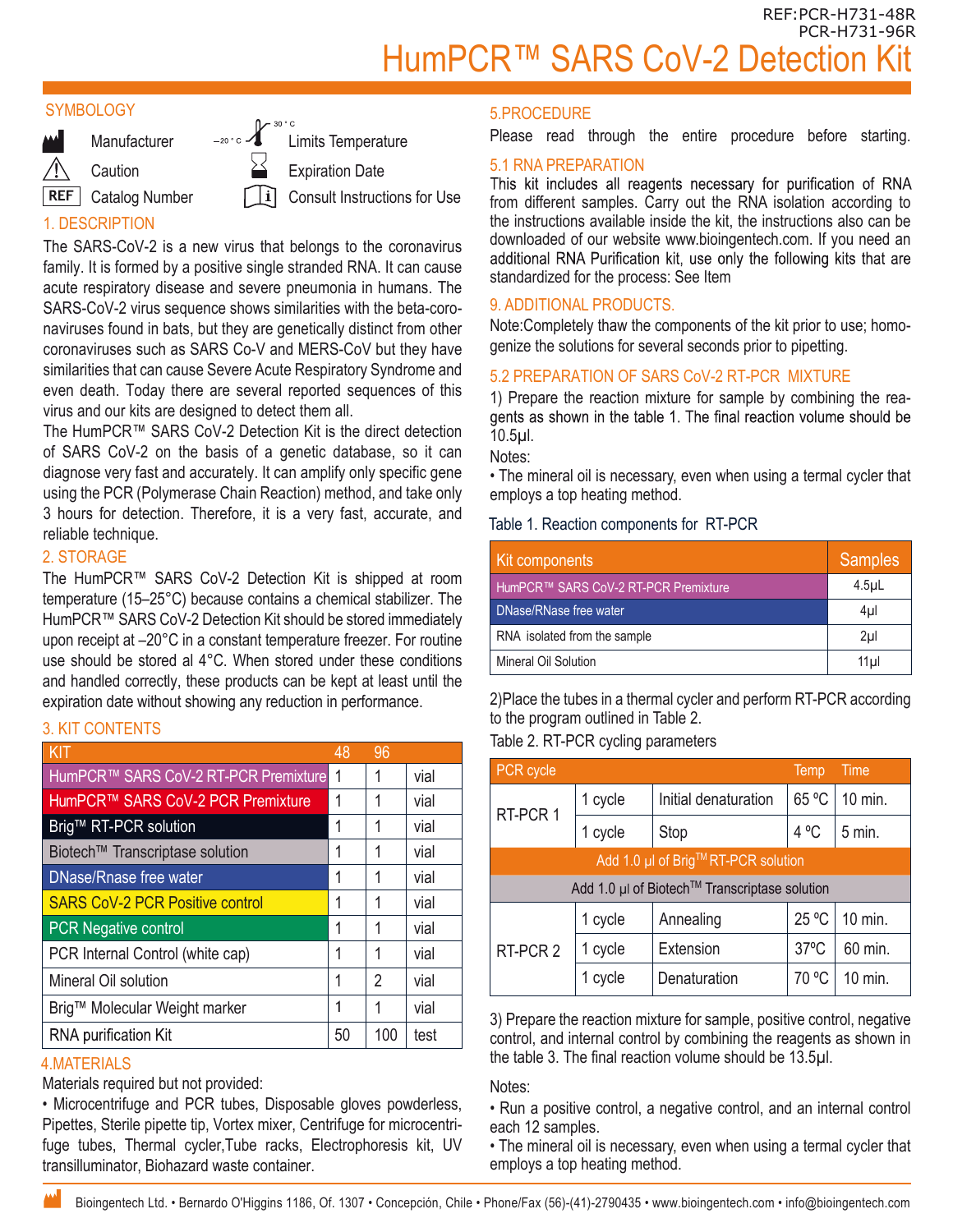REF:PCR-H731-48R
PCR-H731-96R

# HumPCR™ SARS CoV-2 Detection Kit

## SYMBOLOGY

- Manufacturer
- Caution
- REF Catalog Number
- –20 °C / 30 °C Limits Temperature
- Expiration Date
- Consult Instructions for Use

## 1. DESCRIPTION

The SARS-CoV-2 is a new virus that belongs to the coronavirus family. It is formed by a positive single stranded RNA. It can cause acute respiratory disease and severe pneumonia in humans. The SARS-CoV-2 virus sequence shows similarities with the beta-coronaviruses found in bats, but they are genetically distinct from other coronaviruses such as SARS Co-V and MERS-CoV but they have similarities that can cause Severe Acute Respiratory Syndrome and even death. Today there are several reported sequences of this virus and our kits are designed to detect them all.

The HumPCR™ SARS CoV-2 Detection Kit is the direct detection of SARS CoV-2 on the basis of a genetic database, so it can diagnose very fast and accurately. It can amplify only specific gene using the PCR (Polymerase Chain Reaction) method, and take only 3 hours for detection. Therefore, it is a very fast, accurate, and reliable technique.

## 2. STORAGE

The HumPCR™ SARS CoV-2 Detection Kit is shipped at room temperature (15–25°C) because contains a chemical stabilizer. The HumPCR™ SARS CoV-2 Detection Kit should be stored immediately upon receipt at –20°C in a constant temperature freezer. For routine use should be stored al 4°C. When stored under these conditions and handled correctly, these products can be kept at least until the expiration date without showing any reduction in performance.

## 3. KIT CONTENTS

| KIT | 48 | 96 | |
|---|---|---|---|
| HumPCR™ SARS CoV-2 RT-PCR Premixture | 1 | 1 | vial |
| HumPCR™ SARS CoV-2 PCR Premixture | 1 | 1 | vial |
| Brig™ RT-PCR solution | 1 | 1 | vial |
| Biotech™ Transcriptase solution | 1 | 1 | vial |
| DNase/Rnase free water | 1 | 1 | vial |
| SARS CoV-2 PCR Positive control | 1 | 1 | vial |
| PCR Negative control | 1 | 1 | vial |
| PCR Internal Control (white cap) | 1 | 1 | vial |
| Mineral Oil solution | 1 | 2 | vial |
| Brig™ Molecular Weight marker | 1 | 1 | vial |
| RNA purification Kit | 50 | 100 | test |

## 4.MATERIALS

Materials required but not provided:

- Microcentrifuge and PCR tubes, Disposable gloves powderless, Pipettes, Sterile pipette tip, Vortex mixer, Centrifuge for microcentrifuge tubes, Thermal cycler,Tube racks, Electrophoresis kit, UV transilluminator, Biohazard waste container.

## 5.PROCEDURE

Please read through the entire procedure before starting.

### 5.1 RNA PREPARATION

This kit includes all reagents necessary for purification of RNA from different samples. Carry out the RNA isolation according to the instructions available inside the kit, the instructions also can be downloaded of our website www.bioingentech.com. If you need an additional RNA Purification kit, use only the following kits that are standardized for the process: See Item

### 9. ADDITIONAL PRODUCTS.

Note:Completely thaw the components of the kit prior to use; homogenize the solutions for several seconds prior to pipetting.

### 5.2 PREPARATION OF SARS CoV-2 RT-PCR MIXTURE

1) Prepare the reaction mixture for sample by combining the reagents as shown in the table 1. The final reaction volume should be 10.5µl.

Notes:

- The mineral oil is necessary, even when using a termal cycler that employs a top heating method.

Table 1. Reaction components for RT-PCR

| Kit components | Samples |
|---|---|
| HumPCR™ SARS CoV-2 RT-PCR Premixture | 4.5µL |
| DNase/RNase free water | 4µl |
| RNA isolated from the sample | 2µl |
| Mineral Oil Solution | 11µl |

2)Place the tubes in a thermal cycler and perform RT-PCR according to the program outlined in Table 2.

Table 2. RT-PCR cycling parameters

| PCR cycle | | | Temp | Time |
|---|---|---|---|---|
| RT-PCR 1 | 1 cycle | Initial denaturation | 65 ºC | 10 min. |
| | 1 cycle | Stop | 4 ºC | 5 min. |
| Add 1.0 µl of Brig™ RT-PCR solution | | | | |
| Add 1.0 µl of Biotech™ Transcriptase solution | | | | |
| RT-PCR 2 | 1 cycle | Annealing | 25 ºC | 10 min. |
| | 1 cycle | Extension | 37ºC | 60 min. |
| | 1 cycle | Denaturation | 70 ºC | 10 min. |

3) Prepare the reaction mixture for sample, positive control, negative control, and internal control by combining the reagents as shown in the table 3. The final reaction volume should be 13.5µl.

Notes:

- Run a positive control, a negative control, and an internal control each 12 samples.
- The mineral oil is necessary, even when using a termal cycler that employs a top heating method.

Bioingentech Ltd. • Bernardo O'Higgins 1186, Of. 1307 • Concepción, Chile • Phone/Fax (56)-(41)-2790435 • www.bioingentech.com • info@bioingentech.com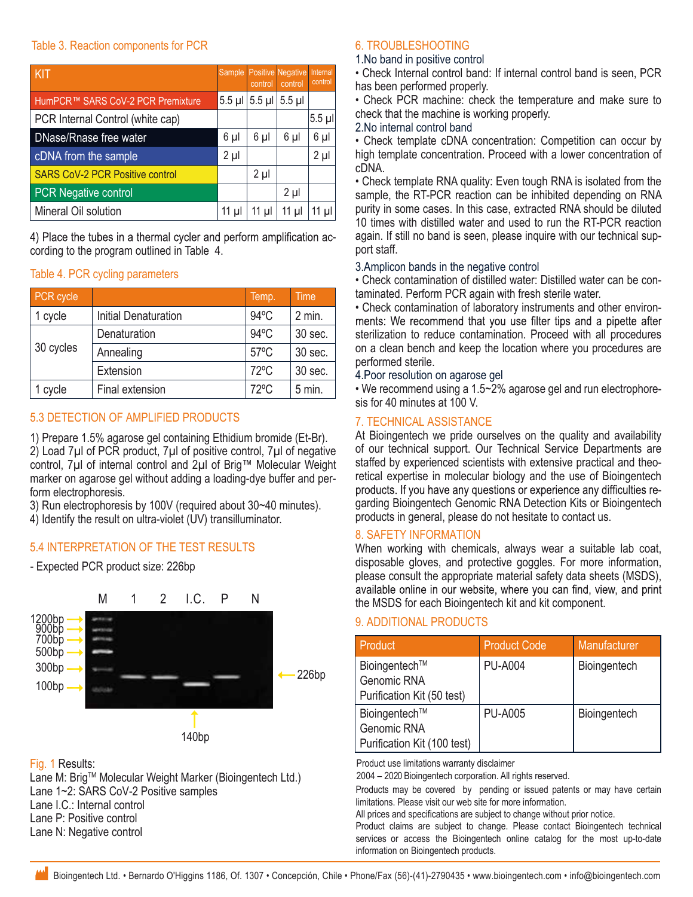Table 3. Reaction components for PCR

| KIT | Sample | Positive control | Negative control | Internal control |
|---|---|---|---|---|
| HumPCR™ SARS CoV-2 PCR Premixture | 5.5 µl | 5.5 µl | 5.5 µl | |
| PCR Internal Control (white cap) | | | | 5.5 µl |
| DNase/Rnase free water | 6 µl | 6 µl | 6 µl | 6 µl |
| cDNA from the sample | 2 µl | | | 2 µl |
| SARS CoV-2 PCR Positive control | | 2 µl | | |
| PCR Negative control | | | 2 µl | |
| Mineral Oil solution | 11 µl | 11 µl | 11 µl | 11 µl |

4) Place the tubes in a thermal cycler and perform amplification according to the program outlined in Table 4.

Table 4. PCR cycling parameters

| PCR cycle | | Temp. | Time |
|---|---|---|---|
| 1 cycle | Initial Denaturation | 94ºC | 2 min. |
| 30 cycles | Denaturation | 94ºC | 30 sec. |
| | Annealing | 57ºC | 30 sec. |
| | Extension | 72ºC | 30 sec. |
| 1 cycle | Final extension | 72ºC | 5 min. |

## 5.3 DETECTION OF AMPLIFIED PRODUCTS

1) Prepare 1.5% agarose gel containing Ethidium bromide (Et-Br).
2) Load 7µl of PCR product, 7µl of positive control, 7µl of negative control, 7µl of internal control and 2µl of Brig™ Molecular Weight marker on agarose gel without adding a loading-dye buffer and perform electrophoresis.
3) Run electrophoresis by 100V (required about 30~40 minutes).
4) Identify the result on ultra-violet (UV) transilluminator.

## 5.4 INTERPRETATION OF THE TEST RESULTS

- Expected PCR product size: 226bp

M 1 2 I.C. P N

1200bp
900bp
700bp
500bp
300bp
100bp

226bp

140bp

Fig. 1 Results:
Lane M: Brig™ Molecular Weight Marker (Bioingentech Ltd.)
Lane 1~2: SARS CoV-2 Positive samples
Lane I.C.: Internal control
Lane P: Positive control
Lane N: Negative control

## 6. TROUBLESHOOTING

### 1.No band in positive control

- Check Internal control band: If internal control band is seen, PCR has been performed properly.
- Check PCR machine: check the temperature and make sure to check that the machine is working properly.

### 2.No internal control band

- Check template cDNA concentration: Competition can occur by high template concentration. Proceed with a lower concentration of cDNA.
- Check template RNA quality: Even tough RNA is isolated from the sample, the RT-PCR reaction can be inhibited depending on RNA purity in some cases. In this case, extracted RNA should be diluted 10 times with distilled water and used to run the RT-PCR reaction again. If still no band is seen, please inquire with our technical support staff.

### 3.Amplicon bands in the negative control

- Check contamination of distilled water: Distilled water can be contaminated. Perform PCR again with fresh sterile water.
- Check contamination of laboratory instruments and other environments: We recommend that you use filter tips and a pipette after sterilization to reduce contamination. Proceed with all procedures on a clean bench and keep the location where you procedures are performed sterile.

### 4.Poor resolution on agarose gel

- We recommend using a 1.5~2% agarose gel and run electrophoresis for 40 minutes at 100 V.

## 7. TECHNICAL ASSISTANCE

At Bioingentech we pride ourselves on the quality and availability of our technical support. Our Technical Service Departments are staffed by experienced scientists with extensive practical and theoretical expertise in molecular biology and the use of Bioingentech products. If you have any questions or experience any difficulties regarding Bioingentech Genomic RNA Detection Kits or Bioingentech products in general, please do not hesitate to contact us.

## 8. SAFETY INFORMATION

When working with chemicals, always wear a suitable lab coat, disposable gloves, and protective goggles. For more information, please consult the appropriate material safety data sheets (MSDS), available online in our website, where you can find, view, and print the MSDS for each Bioingentech kit and kit component.

## 9. ADDITIONAL PRODUCTS

| Product | Product Code | Manufacturer |
|---|---|---|
| Bioingentech™ Genomic RNA Purification Kit (50 test) | PU-A004 | Bioingentech |
| Bioingentech™ Genomic RNA Purification Kit (100 test) | PU-A005 | Bioingentech |

Product use limitations warranty disclaimer
2004 – 2020 Bioingentech corporation. All rights reserved.
Products may be covered by pending or issued patents or may have certain limitations. Please visit our web site for more information.
All prices and specifications are subject to change without prior notice.
Product claims are subject to change. Please contact Bioingentech technical services or access the Bioingentech online catalog for the most up-to-date information on Bioingentech products.

Bioingentech Ltd. • Bernardo O'Higgins 1186, Of. 1307 • Concepción, Chile • Phone/Fax (56)-(41)-2790435 • www.bioingentech.com • info@bioingentech.com